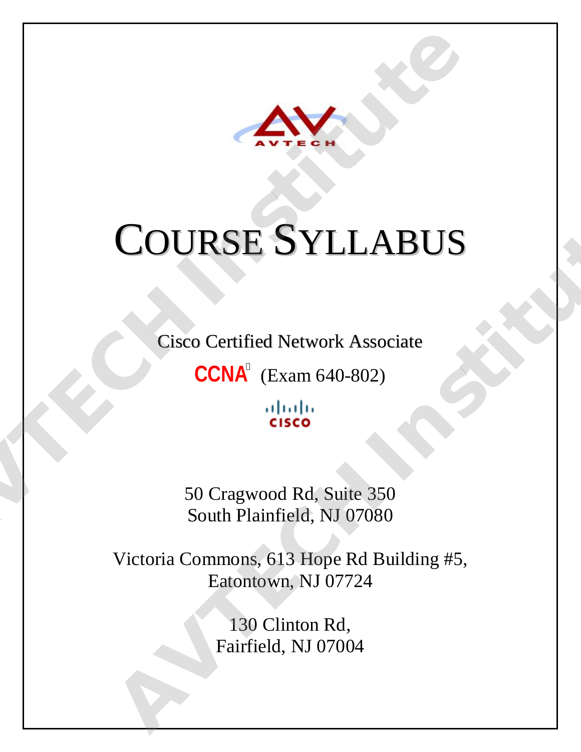# COURSE SYLLABUS

Cisco Certified Network Associate

**CCNA** (Exam 640-802)

50 Cragwood Rd, Suite 350
South Plainfield, NJ 07080

Victoria Commons, 613 Hope Rd Building #5,
Eatontown, NJ 07724

130 Clinton Rd,
Fairfield, NJ 07004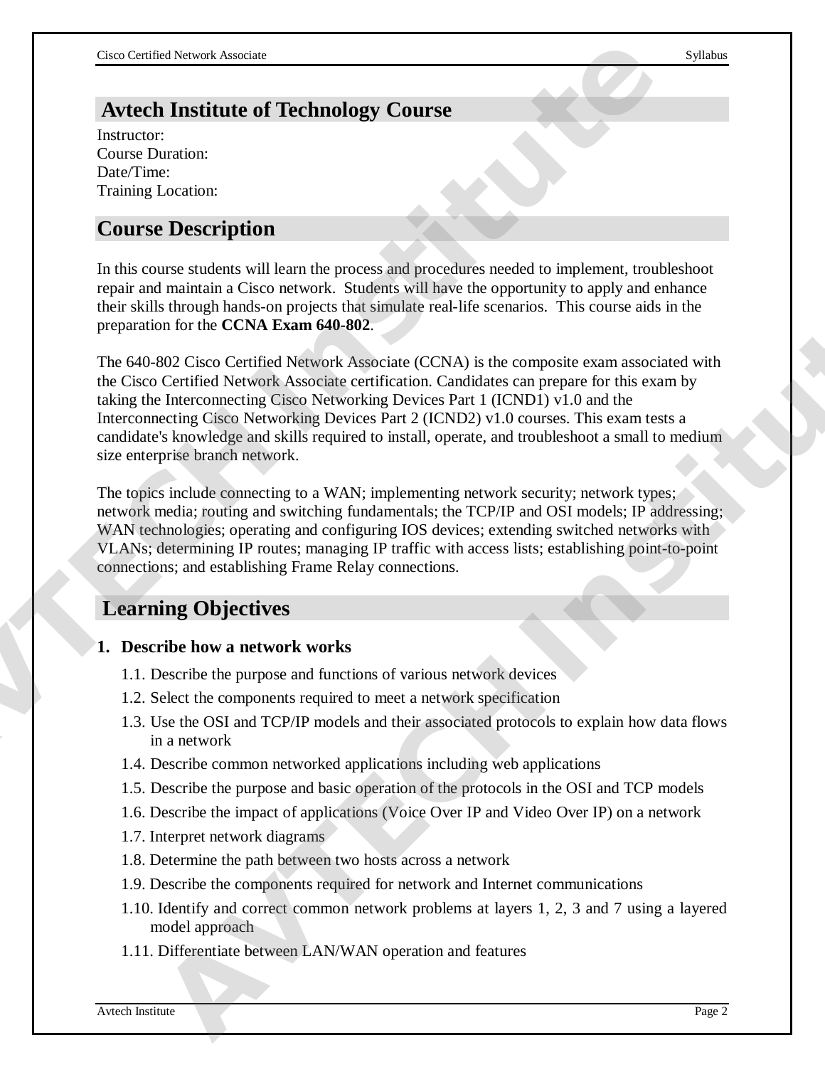## Avtech Institute of Technology Course

Instructor:
Course Duration:
Date/Time:
Training Location:

## Course Description

In this course students will learn the process and procedures needed to implement, troubleshoot repair and maintain a Cisco network. Students will have the opportunity to apply and enhance their skills through hands-on projects that simulate real-life scenarios. This course aids in the preparation for the **CCNA Exam 640-802**.

The 640-802 Cisco Certified Network Associate (CCNA) is the composite exam associated with the Cisco Certified Network Associate certification. Candidates can prepare for this exam by taking the Interconnecting Cisco Networking Devices Part 1 (ICND1) v1.0 and the Interconnecting Cisco Networking Devices Part 2 (ICND2) v1.0 courses. This exam tests a candidate's knowledge and skills required to install, operate, and troubleshoot a small to medium size enterprise branch network.

The topics include connecting to a WAN; implementing network security; network types; network media; routing and switching fundamentals; the TCP/IP and OSI models; IP addressing; WAN technologies; operating and configuring IOS devices; extending switched networks with VLANs; determining IP routes; managing IP traffic with access lists; establishing point-to-point connections; and establishing Frame Relay connections.

## Learning Objectives

**1. Describe how a network works**

- 1.1. Describe the purpose and functions of various network devices
- 1.2. Select the components required to meet a network specification
- 1.3. Use the OSI and TCP/IP models and their associated protocols to explain how data flows in a network
- 1.4. Describe common networked applications including web applications
- 1.5. Describe the purpose and basic operation of the protocols in the OSI and TCP models
- 1.6. Describe the impact of applications (Voice Over IP and Video Over IP) on a network
- 1.7. Interpret network diagrams
- 1.8. Determine the path between two hosts across a network
- 1.9. Describe the components required for network and Internet communications
- 1.10. Identify and correct common network problems at layers 1, 2, 3 and 7 using a layered model approach
- 1.11. Differentiate between LAN/WAN operation and features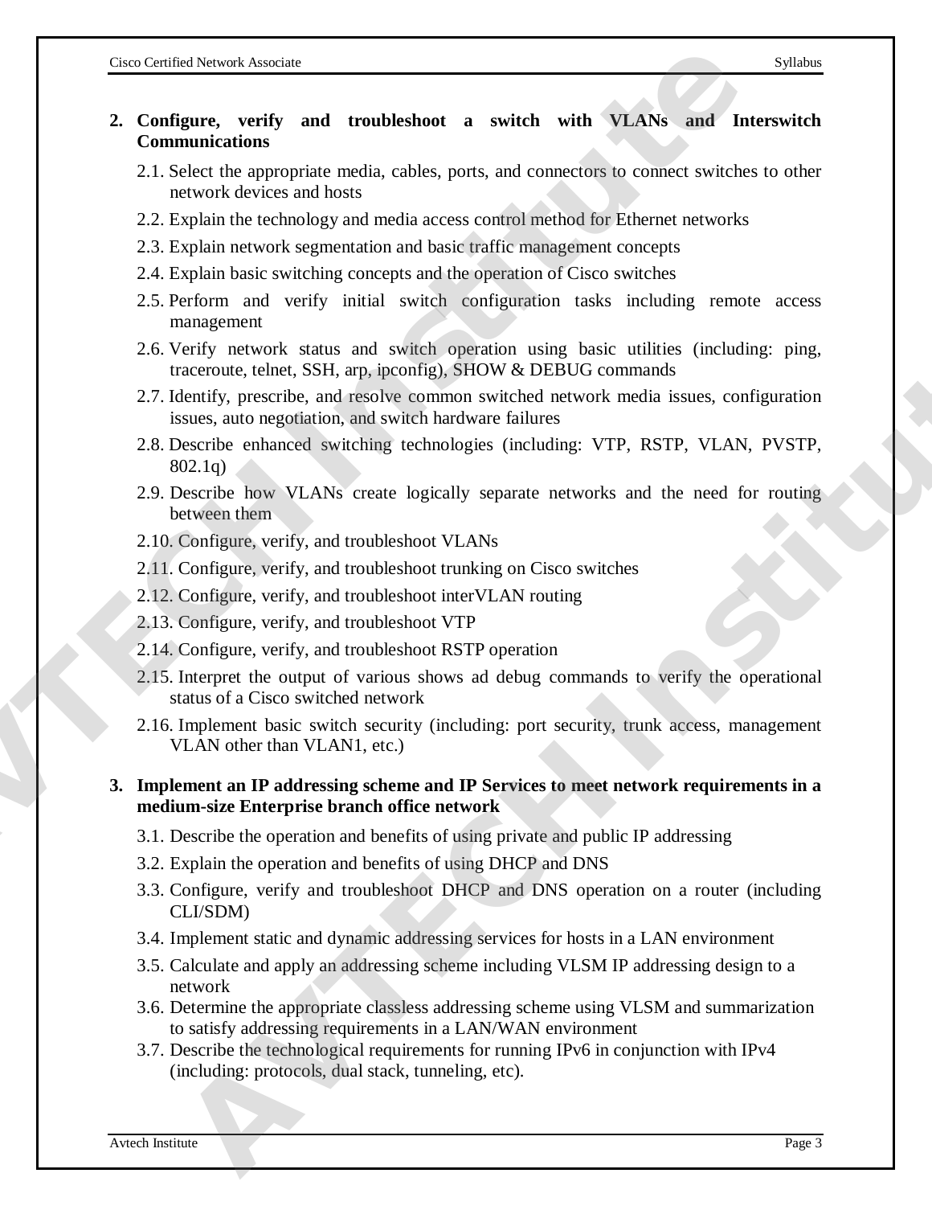2. **Configure, verify and troubleshoot a switch with VLANs and Interswitch Communications**

    2.1. Select the appropriate media, cables, ports, and connectors to connect switches to other network devices and hosts

    2.2. Explain the technology and media access control method for Ethernet networks

    2.3. Explain network segmentation and basic traffic management concepts

    2.4. Explain basic switching concepts and the operation of Cisco switches

    2.5. Perform and verify initial switch configuration tasks including remote access management

    2.6. Verify network status and switch operation using basic utilities (including: ping, traceroute, telnet, SSH, arp, ipconfig), SHOW & DEBUG commands

    2.7. Identify, prescribe, and resolve common switched network media issues, configuration issues, auto negotiation, and switch hardware failures

    2.8. Describe enhanced switching technologies (including: VTP, RSTP, VLAN, PVSTP, 802.1q)

    2.9. Describe how VLANs create logically separate networks and the need for routing between them

    2.10. Configure, verify, and troubleshoot VLANs

    2.11. Configure, verify, and troubleshoot trunking on Cisco switches

    2.12. Configure, verify, and troubleshoot interVLAN routing

    2.13. Configure, verify, and troubleshoot VTP

    2.14. Configure, verify, and troubleshoot RSTP operation

    2.15. Interpret the output of various shows ad debug commands to verify the operational status of a Cisco switched network

    2.16. Implement basic switch security (including: port security, trunk access, management VLAN other than VLAN1, etc.)

3. **Implement an IP addressing scheme and IP Services to meet network requirements in a medium-size Enterprise branch office network**

    3.1. Describe the operation and benefits of using private and public IP addressing

    3.2. Explain the operation and benefits of using DHCP and DNS

    3.3. Configure, verify and troubleshoot DHCP and DNS operation on a router (including CLI/SDM)

    3.4. Implement static and dynamic addressing services for hosts in a LAN environment

    3.5. Calculate and apply an addressing scheme including VLSM IP addressing design to a network

    3.6. Determine the appropriate classless addressing scheme using VLSM and summarization to satisfy addressing requirements in a LAN/WAN environment

    3.7. Describe the technological requirements for running IPv6 in conjunction with IPv4 (including: protocols, dual stack, tunneling, etc).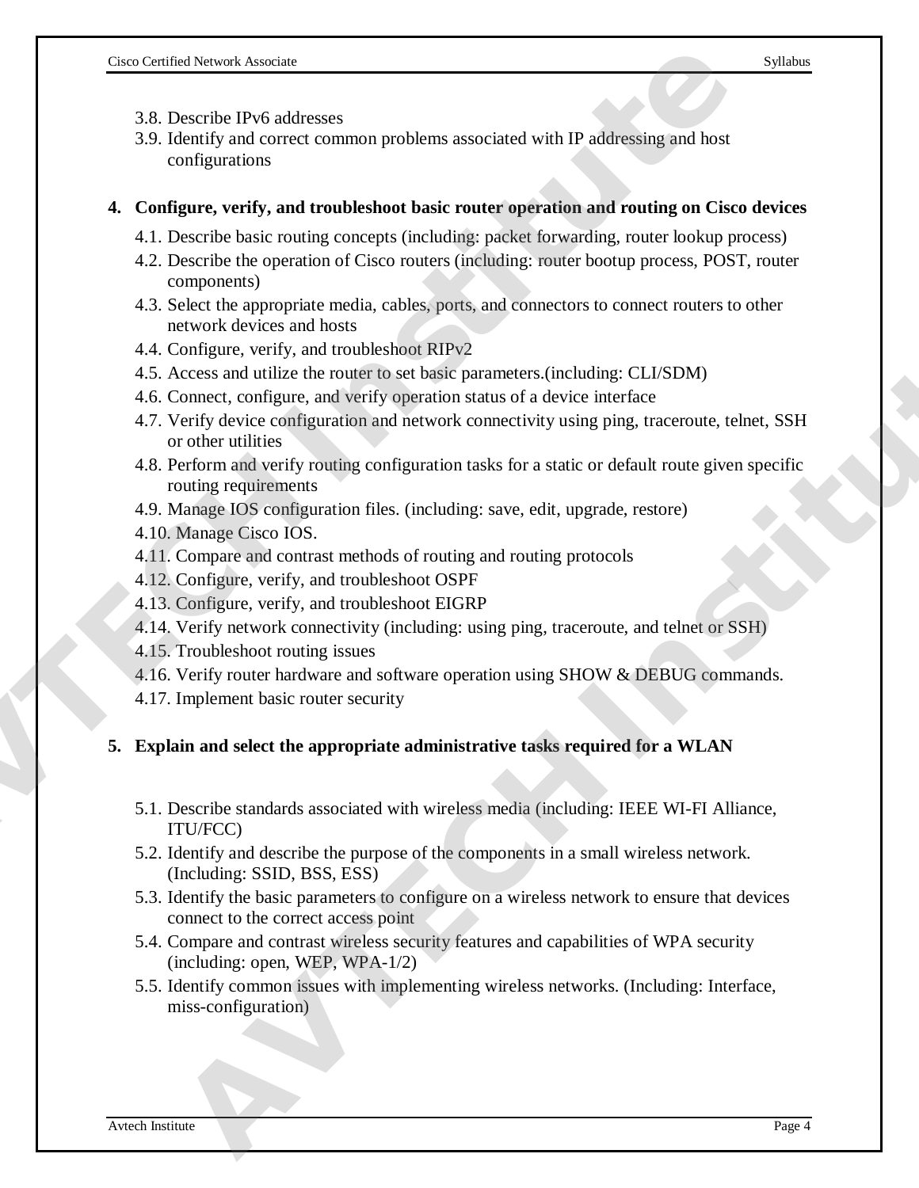3.8. Describe IPv6 addresses
3.9. Identify and correct common problems associated with IP addressing and host configurations

**4. Configure, verify, and troubleshoot basic router operation and routing on Cisco devices**

4.1. Describe basic routing concepts (including: packet forwarding, router lookup process)
4.2. Describe the operation of Cisco routers (including: router bootup process, POST, router components)
4.3. Select the appropriate media, cables, ports, and connectors to connect routers to other network devices and hosts
4.4. Configure, verify, and troubleshoot RIPv2
4.5. Access and utilize the router to set basic parameters.(including: CLI/SDM)
4.6. Connect, configure, and verify operation status of a device interface
4.7. Verify device configuration and network connectivity using ping, traceroute, telnet, SSH or other utilities
4.8. Perform and verify routing configuration tasks for a static or default route given specific routing requirements
4.9. Manage IOS configuration files. (including: save, edit, upgrade, restore)
4.10. Manage Cisco IOS.
4.11. Compare and contrast methods of routing and routing protocols
4.12. Configure, verify, and troubleshoot OSPF
4.13. Configure, verify, and troubleshoot EIGRP
4.14. Verify network connectivity (including: using ping, traceroute, and telnet or SSH)
4.15. Troubleshoot routing issues
4.16. Verify router hardware and software operation using SHOW & DEBUG commands.
4.17. Implement basic router security

**5. Explain and select the appropriate administrative tasks required for a WLAN**

5.1. Describe standards associated with wireless media (including: IEEE WI-FI Alliance, ITU/FCC)
5.2. Identify and describe the purpose of the components in a small wireless network. (Including: SSID, BSS, ESS)
5.3. Identify the basic parameters to configure on a wireless network to ensure that devices connect to the correct access point
5.4. Compare and contrast wireless security features and capabilities of WPA security (including: open, WEP, WPA-1/2)
5.5. Identify common issues with implementing wireless networks. (Including: Interface, miss-configuration)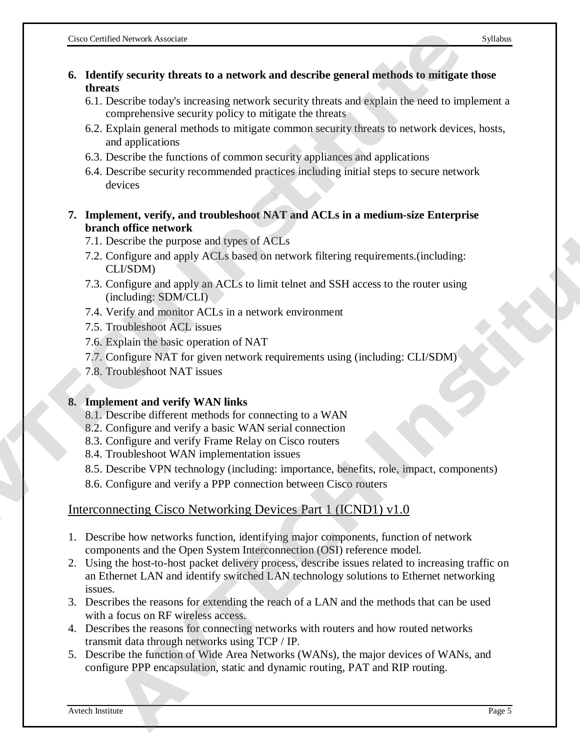6. **Identify security threats to a network and describe general methods to mitigate those threats**
   - 6.1. Describe today's increasing network security threats and explain the need to implement a comprehensive security policy to mitigate the threats
   - 6.2. Explain general methods to mitigate common security threats to network devices, hosts, and applications
   - 6.3. Describe the functions of common security appliances and applications
   - 6.4. Describe security recommended practices including initial steps to secure network devices

7. **Implement, verify, and troubleshoot NAT and ACLs in a medium-size Enterprise branch office network**
   - 7.1. Describe the purpose and types of ACLs
   - 7.2. Configure and apply ACLs based on network filtering requirements.(including: CLI/SDM)
   - 7.3. Configure and apply an ACLs to limit telnet and SSH access to the router using (including: SDM/CLI)
   - 7.4. Verify and monitor ACLs in a network environment
   - 7.5. Troubleshoot ACL issues
   - 7.6. Explain the basic operation of NAT
   - 7.7. Configure NAT for given network requirements using (including: CLI/SDM)
   - 7.8. Troubleshoot NAT issues

8. **Implement and verify WAN links**
   - 8.1. Describe different methods for connecting to a WAN
   - 8.2. Configure and verify a basic WAN serial connection
   - 8.3. Configure and verify Frame Relay on Cisco routers
   - 8.4. Troubleshoot WAN implementation issues
   - 8.5. Describe VPN technology (including: importance, benefits, role, impact, components)
   - 8.6. Configure and verify a PPP connection between Cisco routers

## Interconnecting Cisco Networking Devices Part 1 (ICND1) v1.0

1. Describe how networks function, identifying major components, function of network components and the Open System Interconnection (OSI) reference model.
2. Using the host-to-host packet delivery process, describe issues related to increasing traffic on an Ethernet LAN and identify switched LAN technology solutions to Ethernet networking issues.
3. Describes the reasons for extending the reach of a LAN and the methods that can be used with a focus on RF wireless access.
4. Describes the reasons for connecting networks with routers and how routed networks transmit data through networks using TCP / IP.
5. Describe the function of Wide Area Networks (WANs), the major devices of WANs, and configure PPP encapsulation, static and dynamic routing, PAT and RIP routing.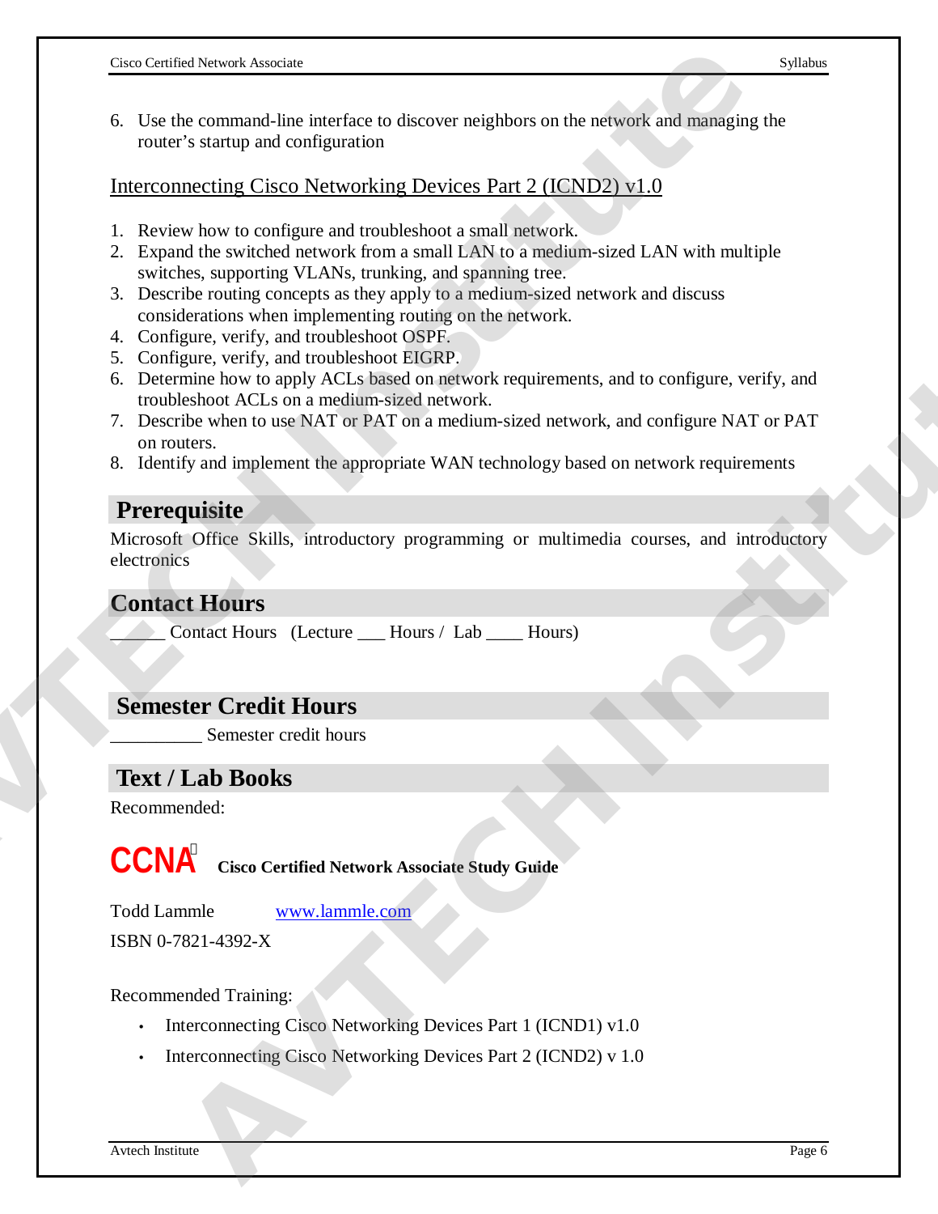6. Use the command-line interface to discover neighbors on the network and managing the router's startup and configuration

Interconnecting Cisco Networking Devices Part 2 (ICND2) v1.0

1. Review how to configure and troubleshoot a small network.
2. Expand the switched network from a small LAN to a medium-sized LAN with multiple switches, supporting VLANs, trunking, and spanning tree.
3. Describe routing concepts as they apply to a medium-sized network and discuss considerations when implementing routing on the network.
4. Configure, verify, and troubleshoot OSPF.
5. Configure, verify, and troubleshoot EIGRP.
6. Determine how to apply ACLs based on network requirements, and to configure, verify, and troubleshoot ACLs on a medium-sized network.
7. Describe when to use NAT or PAT on a medium-sized network, and configure NAT or PAT on routers.
8. Identify and implement the appropriate WAN technology based on network requirements

## Prerequisite

Microsoft Office Skills, introductory programming or multimedia courses, and introductory electronics

## Contact Hours

______ Contact Hours (Lecture ___ Hours / Lab ____ Hours)

## Semester Credit Hours

__________ Semester credit hours

## Text / Lab Books

Recommended:

**CCNA Cisco Certified Network Associate Study Guide**

Todd Lammle www.lammle.com

ISBN 0-7821-4392-X

Recommended Training:

- Interconnecting Cisco Networking Devices Part 1 (ICND1) v1.0
- Interconnecting Cisco Networking Devices Part 2 (ICND2) v 1.0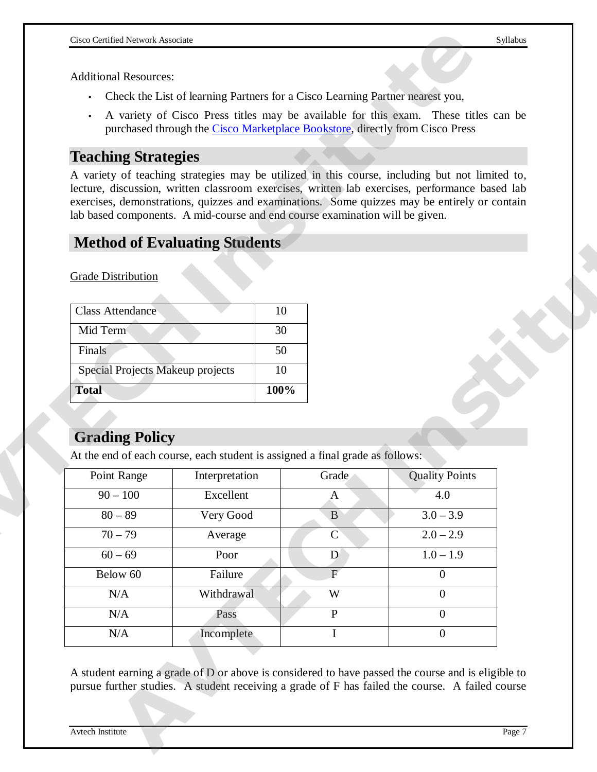Additional Resources:

- Check the List of learning Partners for a Cisco Learning Partner nearest you,
- A variety of Cisco Press titles may be available for this exam. These titles can be purchased through the Cisco Marketplace Bookstore, directly from Cisco Press

## Teaching Strategies

A variety of teaching strategies may be utilized in this course, including but not limited to, lecture, discussion, written classroom exercises, written lab exercises, performance based lab exercises, demonstrations, quizzes and examinations. Some quizzes may be entirely or contain lab based components. A mid-course and end course examination will be given.

## Method of Evaluating Students

Grade Distribution

| Class Attendance | 10 |
|---|---|
| Mid Term | 30 |
| Finals | 50 |
| Special Projects Makeup projects | 10 |
| **Total** | **100%** |

## Grading Policy

At the end of each course, each student is assigned a final grade as follows:

| Point Range | Interpretation | Grade | Quality Points |
|---|---|---|---|
| 90 – 100 | Excellent | A | 4.0 |
| 80 – 89 | Very Good | B | 3.0 – 3.9 |
| 70 – 79 | Average | C | 2.0 – 2.9 |
| 60 – 69 | Poor | D | 1.0 – 1.9 |
| Below 60 | Failure | F | 0 |
| N/A | Withdrawal | W | 0 |
| N/A | Pass | P | 0 |
| N/A | Incomplete | I | 0 |

A student earning a grade of D or above is considered to have passed the course and is eligible to pursue further studies. A student receiving a grade of F has failed the course. A failed course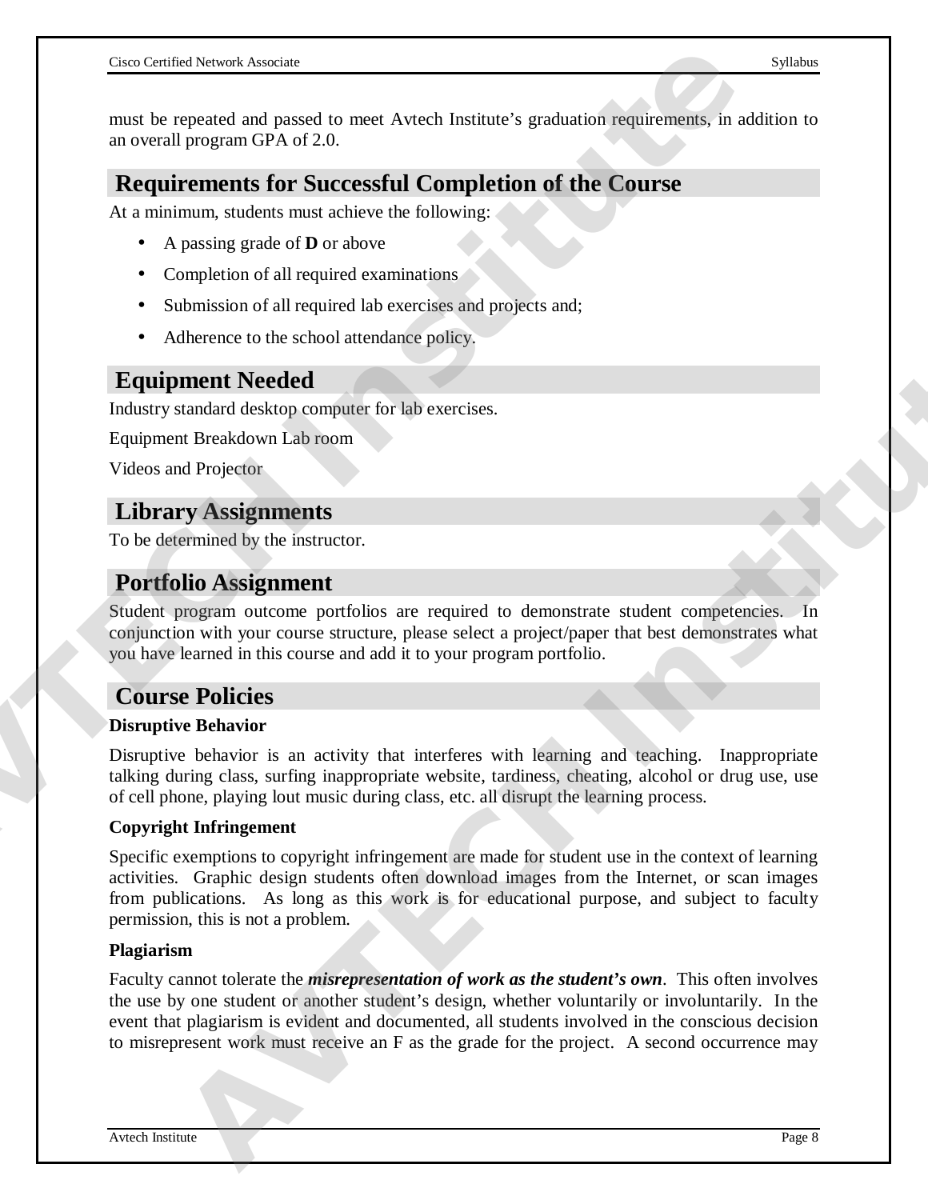must be repeated and passed to meet Avtech Institute's graduation requirements, in addition to an overall program GPA of 2.0.

## Requirements for Successful Completion of the Course

At a minimum, students must achieve the following:

- A passing grade of **D** or above
- Completion of all required examinations
- Submission of all required lab exercises and projects and;
- Adherence to the school attendance policy.

## Equipment Needed

Industry standard desktop computer for lab exercises.

Equipment Breakdown Lab room

Videos and Projector

## Library Assignments

To be determined by the instructor.

## Portfolio Assignment

Student program outcome portfolios are required to demonstrate student competencies. In conjunction with your course structure, please select a project/paper that best demonstrates what you have learned in this course and add it to your program portfolio.

## Course Policies

### Disruptive Behavior

Disruptive behavior is an activity that interferes with learning and teaching. Inappropriate talking during class, surfing inappropriate website, tardiness, cheating, alcohol or drug use, use of cell phone, playing lout music during class, etc. all disrupt the learning process.

### Copyright Infringement

Specific exemptions to copyright infringement are made for student use in the context of learning activities. Graphic design students often download images from the Internet, or scan images from publications. As long as this work is for educational purpose, and subject to faculty permission, this is not a problem.

### Plagiarism

Faculty cannot tolerate the ***misrepresentation of work as the student's own***. This often involves the use by one student or another student's design, whether voluntarily or involuntarily. In the event that plagiarism is evident and documented, all students involved in the conscious decision to misrepresent work must receive an F as the grade for the project. A second occurrence may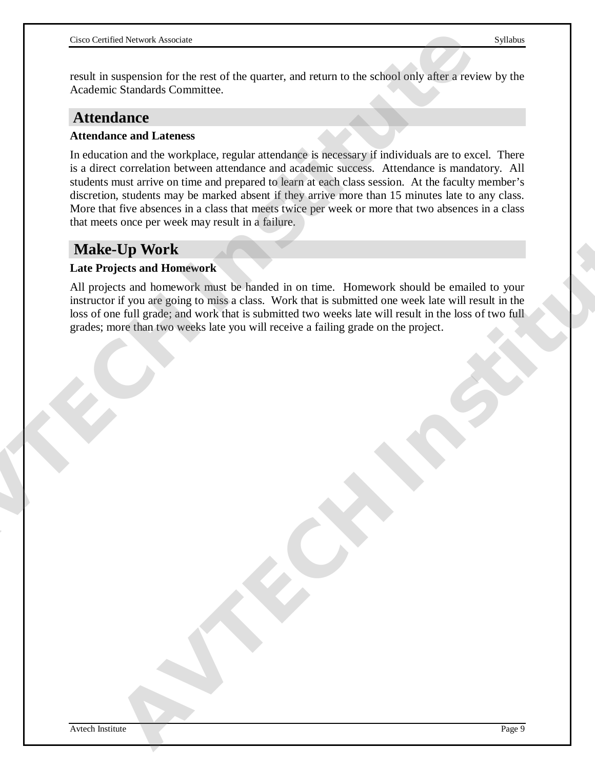result in suspension for the rest of the quarter, and return to the school only after a review by the Academic Standards Committee.

## Attendance

**Attendance and Lateness**

In education and the workplace, regular attendance is necessary if individuals are to excel. There is a direct correlation between attendance and academic success. Attendance is mandatory. All students must arrive on time and prepared to learn at each class session. At the faculty member's discretion, students may be marked absent if they arrive more than 15 minutes late to any class. More that five absences in a class that meets twice per week or more that two absences in a class that meets once per week may result in a failure.

## Make-Up Work

**Late Projects and Homework**

All projects and homework must be handed in on time. Homework should be emailed to your instructor if you are going to miss a class. Work that is submitted one week late will result in the loss of one full grade; and work that is submitted two weeks late will result in the loss of two full grades; more than two weeks late you will receive a failing grade on the project.